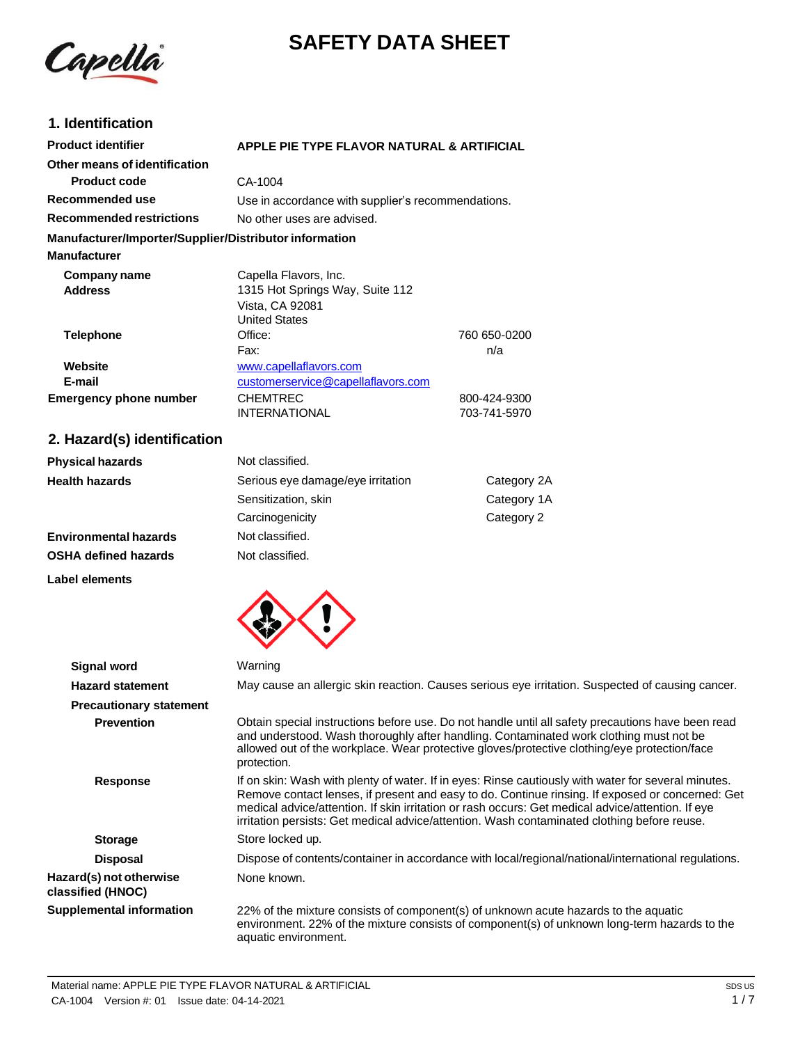# SAFETY DATA SHEET

## 1. Identification

| | | |
|---|---|---|
| **Product identifier** | **APPLE PIE TYPE FLAVOR NATURAL & ARTIFICIAL** | |
| **Other means of identification** | | |
| **Product code** | CA-1004 | |
| **Recommended use** | Use in accordance with supplier's recommendations. | |
| **Recommended restrictions** | No other uses are advised. | |

**Manufacturer/Importer/Supplier/Distributor information**

**Manufacturer**

| | | |
|---|---|---|
| **Company name** | Capella Flavors, Inc. | |
| **Address** | 1315 Hot Springs Way, Suite 112<br>Vista, CA 92081<br>United States | |
| **Telephone** | Office: | 760 650-0200 |
| | Fax: | n/a |
| **Website** | www.capellaflavors.com | |
| **E-mail** | customerservice@capellaflavors.com | |
| **Emergency phone number** | CHEMTREC | 800-424-9300 |
| | INTERNATIONAL | 703-741-5970 |

## 2. Hazard(s) identification

| | | |
|---|---|---|
| **Physical hazards** | Not classified. | |
| **Health hazards** | Serious eye damage/eye irritation | Category 2A |
| | Sensitization, skin | Category 1A |
| | Carcinogenicity | Category 2 |
| **Environmental hazards** | Not classified. | |
| **OSHA defined hazards** | Not classified. | |

**Label elements**

**Signal word** Warning

**Hazard statement** May cause an allergic skin reaction. Causes serious eye irritation. Suspected of causing cancer.

**Precautionary statement**

**Prevention** Obtain special instructions before use. Do not handle until all safety precautions have been read and understood. Wash thoroughly after handling. Contaminated work clothing must not be allowed out of the workplace. Wear protective gloves/protective clothing/eye protection/face protection.

**Response** If on skin: Wash with plenty of water. If in eyes: Rinse cautiously with water for several minutes. Remove contact lenses, if present and easy to do. Continue rinsing. If exposed or concerned: Get medical advice/attention. If skin irritation or rash occurs: Get medical advice/attention. If eye irritation persists: Get medical advice/attention. Wash contaminated clothing before reuse.

**Storage** Store locked up.

**Disposal** Dispose of contents/container in accordance with local/regional/national/international regulations.

**Hazard(s) not otherwise classified (HNOC)** None known.

**Supplemental information** 22% of the mixture consists of component(s) of unknown acute hazards to the aquatic environment. 22% of the mixture consists of component(s) of unknown long-term hazards to the aquatic environment.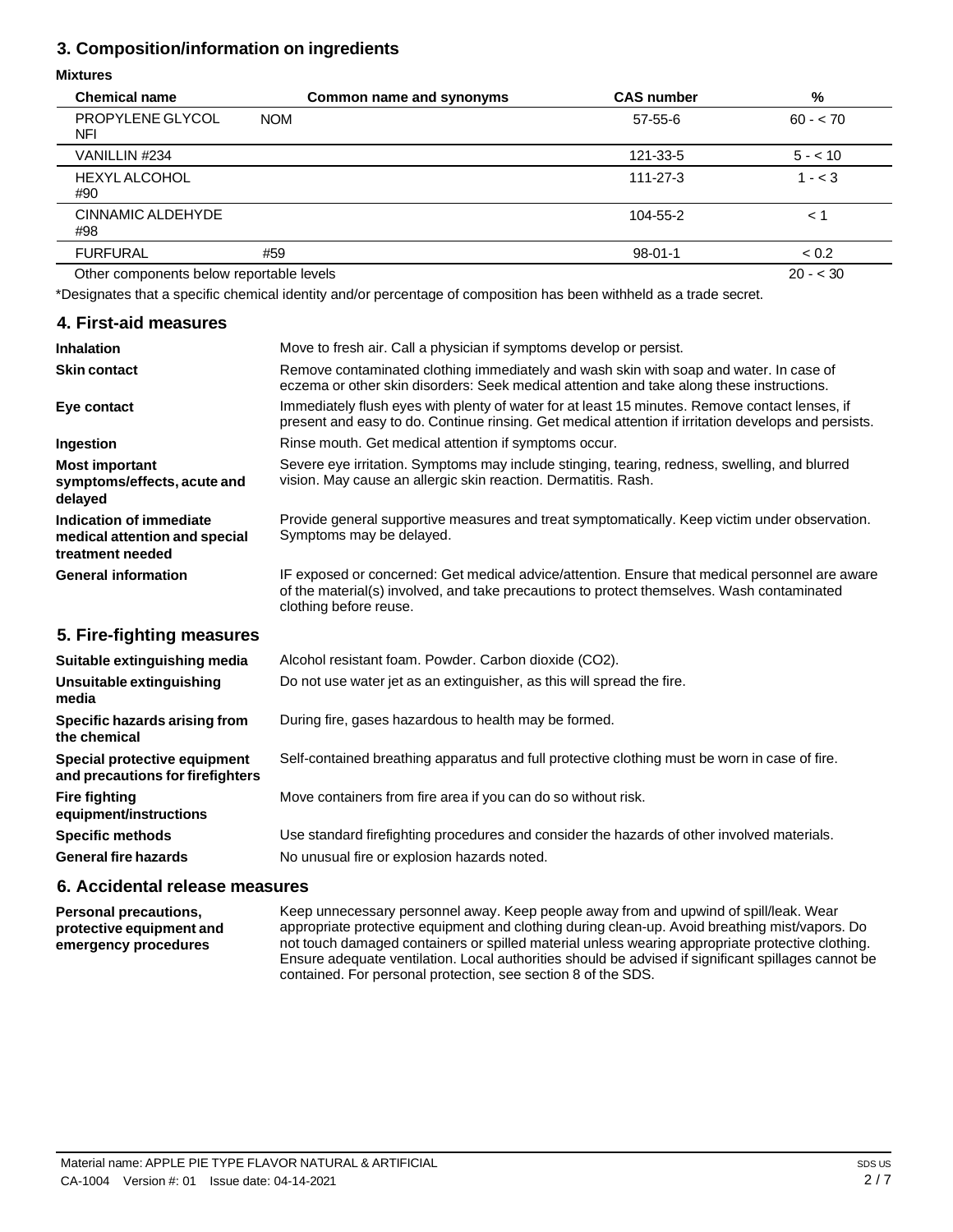## 3. Composition/information on ingredients

**Mixtures**

| Chemical name | Common name and synonyms | CAS number | % |
|---|---|---|---|
| PROPYLENE GLYCOL NFI | NOM | 57-55-6 | 60 - < 70 |
| VANILLIN #234 | | 121-33-5 | 5 - < 10 |
| HEXYL ALCOHOL #90 | | 111-27-3 | 1 - < 3 |
| CINNAMIC ALDEHYDE #98 | | 104-55-2 | < 1 |
| FURFURAL | #59 | 98-01-1 | < 0.2 |
| Other components below reportable levels | | | 20 - < 30 |

*Designates that a specific chemical identity and/or percentage of composition has been withheld as a trade secret.

## 4. First-aid measures

**Inhalation**
Move to fresh air. Call a physician if symptoms develop or persist.

**Skin contact**
Remove contaminated clothing immediately and wash skin with soap and water. In case of eczema or other skin disorders: Seek medical attention and take along these instructions.

**Eye contact**
Immediately flush eyes with plenty of water for at least 15 minutes. Remove contact lenses, if present and easy to do. Continue rinsing. Get medical attention if irritation develops and persists.

**Ingestion**
Rinse mouth. Get medical attention if symptoms occur.

**Most important symptoms/effects, acute and delayed**
Severe eye irritation. Symptoms may include stinging, tearing, redness, swelling, and blurred vision. May cause an allergic skin reaction. Dermatitis. Rash.

**Indication of immediate medical attention and special treatment needed**
Provide general supportive measures and treat symptomatically. Keep victim under observation. Symptoms may be delayed.

**General information**
IF exposed or concerned: Get medical advice/attention. Ensure that medical personnel are aware of the material(s) involved, and take precautions to protect themselves. Wash contaminated clothing before reuse.

## 5. Fire-fighting measures

**Suitable extinguishing media**
Alcohol resistant foam. Powder. Carbon dioxide ($CO_2$).

**Unsuitable extinguishing media**
Do not use water jet as an extinguisher, as this will spread the fire.

**Specific hazards arising from the chemical**
During fire, gases hazardous to health may be formed.

**Special protective equipment and precautions for firefighters**
Self-contained breathing apparatus and full protective clothing must be worn in case of fire.

**Fire fighting equipment/instructions**
Move containers from fire area if you can do so without risk.

**Specific methods**
Use standard firefighting procedures and consider the hazards of other involved materials.

**General fire hazards**
No unusual fire or explosion hazards noted.

## 6. Accidental release measures

**Personal precautions, protective equipment and emergency procedures**
Keep unnecessary personnel away. Keep people away from and upwind of spill/leak. Wear appropriate protective equipment and clothing during clean-up. Avoid breathing mist/vapors. Do not touch damaged containers or spilled material unless wearing appropriate protective clothing. Ensure adequate ventilation. Local authorities should be advised if significant spillages cannot be contained. For personal protection, see section 8 of the SDS.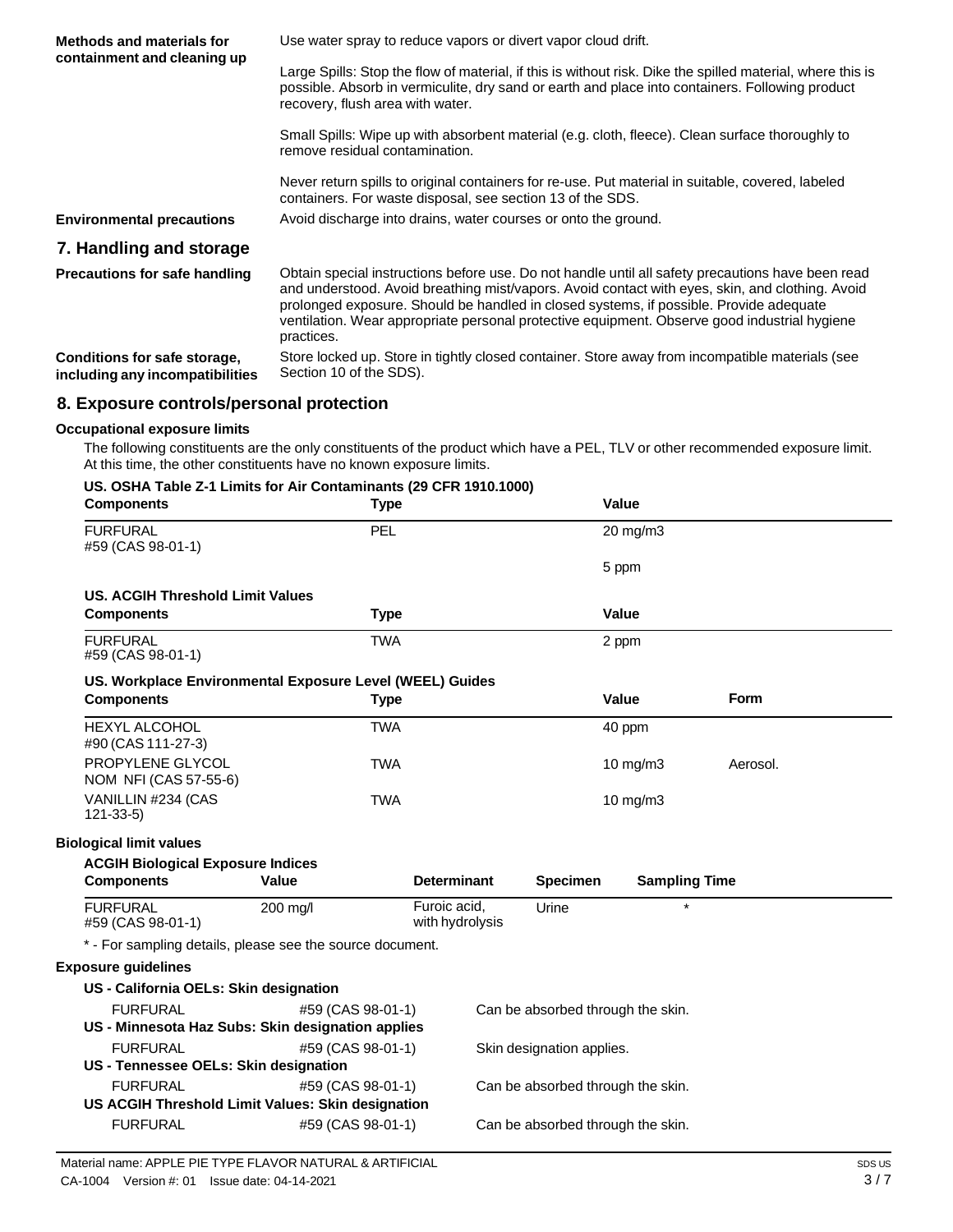**Methods and materials for containment and cleaning up**

Use water spray to reduce vapors or divert vapor cloud drift.

Large Spills: Stop the flow of material, if this is without risk. Dike the spilled material, where this is possible. Absorb in vermiculite, dry sand or earth and place into containers. Following product recovery, flush area with water.

Small Spills: Wipe up with absorbent material (e.g. cloth, fleece). Clean surface thoroughly to remove residual contamination.

Never return spills to original containers for re-use. Put material in suitable, covered, labeled containers. For waste disposal, see section 13 of the SDS.

**Environmental precautions**

Avoid discharge into drains, water courses or onto the ground.

## 7. Handling and storage

**Precautions for safe handling**

Obtain special instructions before use. Do not handle until all safety precautions have been read and understood. Avoid breathing mist/vapors. Avoid contact with eyes, skin, and clothing. Avoid prolonged exposure. Should be handled in closed systems, if possible. Provide adequate ventilation. Wear appropriate personal protective equipment. Observe good industrial hygiene practices.

**Conditions for safe storage, including any incompatibilities**

Store locked up. Store in tightly closed container. Store away from incompatible materials (see Section 10 of the SDS).

## 8. Exposure controls/personal protection

**Occupational exposure limits**

The following constituents are the only constituents of the product which have a PEL, TLV or other recommended exposure limit. At this time, the other constituents have no known exposure limits.

**US. OSHA Table Z-1 Limits for Air Contaminants (29 CFR 1910.1000)**

| Components | Type | Value |
|---|---|---|
| FURFURAL #59 (CAS 98-01-1) | PEL | 20 mg/m3 |
| | | 5 ppm |

**US. ACGIH Threshold Limit Values**

| Components | Type | Value |
|---|---|---|
| FURFURAL #59 (CAS 98-01-1) | TWA | 2 ppm |

**US. Workplace Environmental Exposure Level (WEEL) Guides**

| Components | Type | Value | Form |
|---|---|---|---|
| HEXYL ALCOHOL #90 (CAS 111-27-3) | TWA | 40 ppm | |
| PROPYLENE GLYCOL NOM NFI (CAS 57-55-6) | TWA | 10 mg/m3 | Aerosol. |
| VANILLIN #234 (CAS 121-33-5) | TWA | 10 mg/m3 | |

**Biological limit values**

**ACGIH Biological Exposure Indices**

| Components | Value | Determinant | Specimen | Sampling Time |
|---|---|---|---|---|
| FURFURAL #59 (CAS 98-01-1) | 200 mg/l | Furoic acid, with hydrolysis | Urine | * |

* - For sampling details, please see the source document.

**Exposure guidelines**

**US - California OELs: Skin designation**

| | | |
|---|---|---|
| FURFURAL | #59 (CAS 98-01-1) | Can be absorbed through the skin. |

**US - Minnesota Haz Subs: Skin designation applies**

| | | |
|---|---|---|
| FURFURAL | #59 (CAS 98-01-1) | Skin designation applies. |

**US - Tennessee OELs: Skin designation**

| | | |
|---|---|---|
| FURFURAL | #59 (CAS 98-01-1) | Can be absorbed through the skin. |

**US ACGIH Threshold Limit Values: Skin designation**

| | | |
|---|---|---|
| FURFURAL | #59 (CAS 98-01-1) | Can be absorbed through the skin. |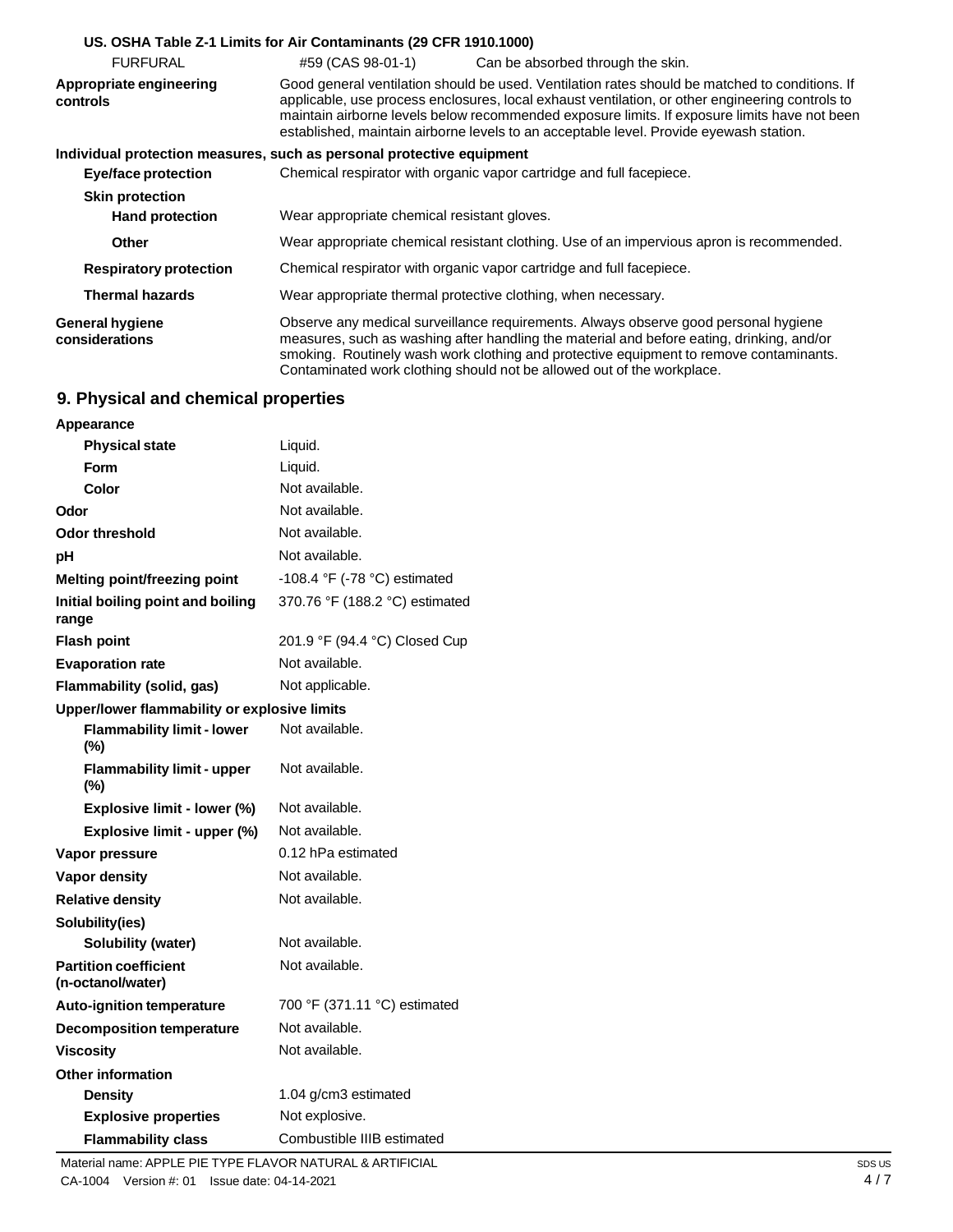**US. OSHA Table Z-1 Limits for Air Contaminants (29 CFR 1910.1000)**

| | | |
|---|---|---|
| FURFURAL | #59 (CAS 98-01-1) | Can be absorbed through the skin. |

| | |
|---|---|
| **Appropriate engineering controls** | Good general ventilation should be used. Ventilation rates should be matched to conditions. If applicable, use process enclosures, local exhaust ventilation, or other engineering controls to maintain airborne levels below recommended exposure limits. If exposure limits have not been established, maintain airborne levels to an acceptable level. Provide eyewash station. |

**Individual protection measures, such as personal protective equipment**

| | |
|---|---|
| **Eye/face protection** | Chemical respirator with organic vapor cartridge and full facepiece. |
| **Skin protection** | |
| **Hand protection** | Wear appropriate chemical resistant gloves. |
| **Other** | Wear appropriate chemical resistant clothing. Use of an impervious apron is recommended. |
| **Respiratory protection** | Chemical respirator with organic vapor cartridge and full facepiece. |
| **Thermal hazards** | Wear appropriate thermal protective clothing, when necessary. |
| **General hygiene considerations** | Observe any medical surveillance requirements. Always observe good personal hygiene measures, such as washing after handling the material and before eating, drinking, and/or smoking. Routinely wash work clothing and protective equipment to remove contaminants. Contaminated work clothing should not be allowed out of the workplace. |

## 9. Physical and chemical properties

| | |
|---|---|
| **Appearance** | |
| **Physical state** | Liquid. |
| **Form** | Liquid. |
| **Color** | Not available. |
| **Odor** | Not available. |
| **Odor threshold** | Not available. |
| **pH** | Not available. |
| **Melting point/freezing point** | -108.4 °F (-78 °C) estimated |
| **Initial boiling point and boiling range** | 370.76 °F (188.2 °C) estimated |
| **Flash point** | 201.9 °F (94.4 °C) Closed Cup |
| **Evaporation rate** | Not available. |
| **Flammability (solid, gas)** | Not applicable. |
| **Upper/lower flammability or explosive limits** | |
| **Flammability limit - lower (%)** | Not available. |
| **Flammability limit - upper (%)** | Not available. |
| **Explosive limit - lower (%)** | Not available. |
| **Explosive limit - upper (%)** | Not available. |
| **Vapor pressure** | 0.12 hPa estimated |
| **Vapor density** | Not available. |
| **Relative density** | Not available. |
| **Solubility(ies)** | |
| **Solubility (water)** | Not available. |
| **Partition coefficient (n-octanol/water)** | Not available. |
| **Auto-ignition temperature** | 700 °F (371.11 °C) estimated |
| **Decomposition temperature** | Not available. |
| **Viscosity** | Not available. |
| **Other information** | |
| **Density** | 1.04 g/cm3 estimated |
| **Explosive properties** | Not explosive. |
| **Flammability class** | Combustible IIIB estimated |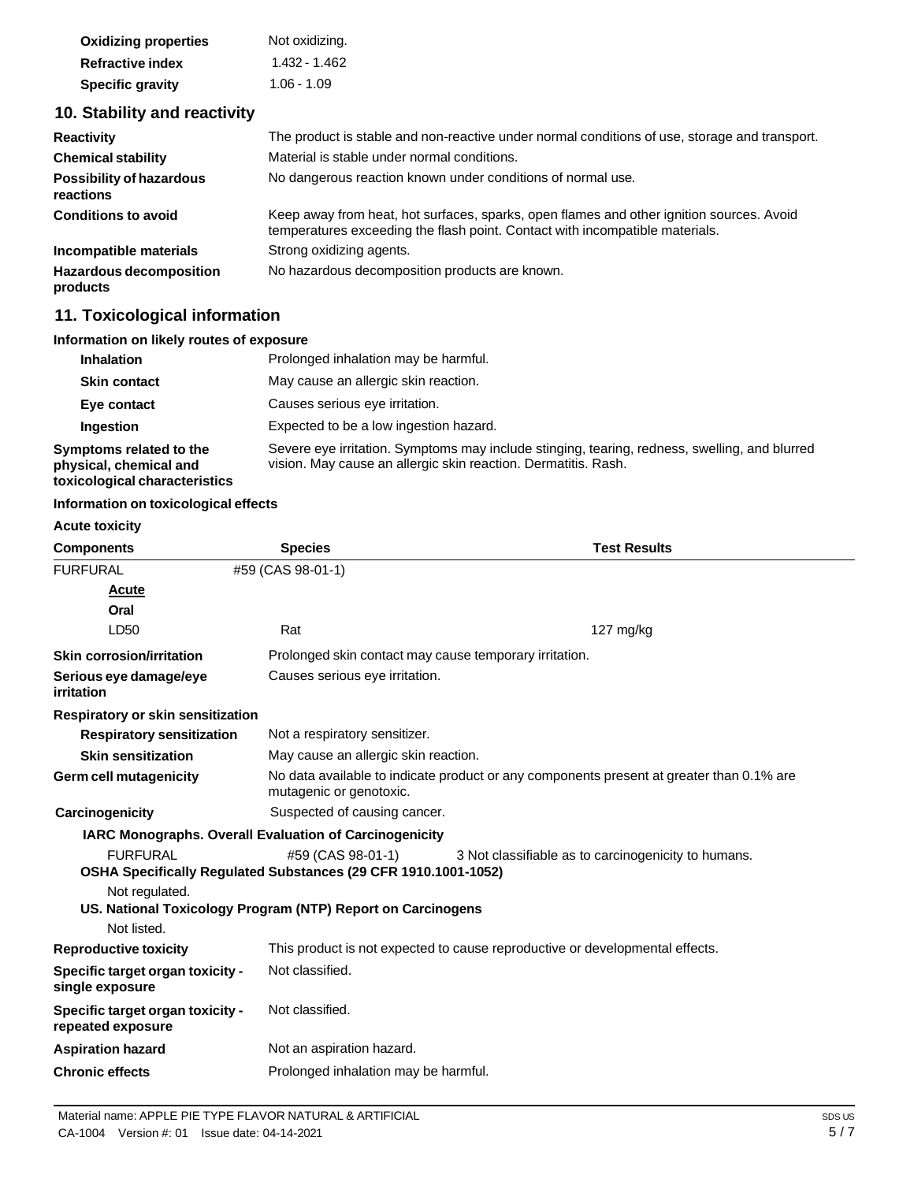| | |
|---|---|
| **Oxidizing properties** | Not oxidizing. |
| **Refractive index** | 1.432 - 1.462 |
| **Specific gravity** | 1.06 - 1.09 |

## 10. Stability and reactivity

| | |
|---|---|
| **Reactivity** | The product is stable and non-reactive under normal conditions of use, storage and transport. |
| **Chemical stability** | Material is stable under normal conditions. |
| **Possibility of hazardous reactions** | No dangerous reaction known under conditions of normal use. |
| **Conditions to avoid** | Keep away from heat, hot surfaces, sparks, open flames and other ignition sources. Avoid temperatures exceeding the flash point. Contact with incompatible materials. |
| **Incompatible materials** | Strong oxidizing agents. |
| **Hazardous decomposition products** | No hazardous decomposition products are known. |

## 11. Toxicological information

### Information on likely routes of exposure

| | |
|---|---|
| **Inhalation** | Prolonged inhalation may be harmful. |
| **Skin contact** | May cause an allergic skin reaction. |
| **Eye contact** | Causes serious eye irritation. |
| **Ingestion** | Expected to be a low ingestion hazard. |
| **Symptoms related to the physical, chemical and toxicological characteristics** | Severe eye irritation. Symptoms may include stinging, tearing, redness, swelling, and blurred vision. May cause an allergic skin reaction. Dermatitis. Rash. |

### Information on toxicological effects

**Acute toxicity**

| Components | Species | Test Results |
|---|---|---|
| FURFURAL | #59 (CAS 98-01-1) | |
| **Acute** | | |
| **Oral** | | |
| LD50 | Rat | 127 mg/kg |

| | |
|---|---|
| **Skin corrosion/irritation** | Prolonged skin contact may cause temporary irritation. |
| **Serious eye damage/eye irritation** | Causes serious eye irritation. |
| **Respiratory or skin sensitization** | |
| **Respiratory sensitization** | Not a respiratory sensitizer. |
| **Skin sensitization** | May cause an allergic skin reaction. |
| **Germ cell mutagenicity** | No data available to indicate product or any components present at greater than 0.1% are mutagenic or genotoxic. |
| **Carcinogenicity** | Suspected of causing cancer. |

**IARC Monographs. Overall Evaluation of Carcinogenicity**

| | | |
|---|---|---|
| FURFURAL | #59 (CAS 98-01-1) | 3 Not classifiable as to carcinogenicity to humans. |

**OSHA Specifically Regulated Substances (29 CFR 1910.1001-1052)**

Not regulated.

**US. National Toxicology Program (NTP) Report on Carcinogens**

Not listed.

| | |
|---|---|
| **Reproductive toxicity** | This product is not expected to cause reproductive or developmental effects. |
| **Specific target organ toxicity - single exposure** | Not classified. |
| **Specific target organ toxicity - repeated exposure** | Not classified. |
| **Aspiration hazard** | Not an aspiration hazard. |
| **Chronic effects** | Prolonged inhalation may be harmful. |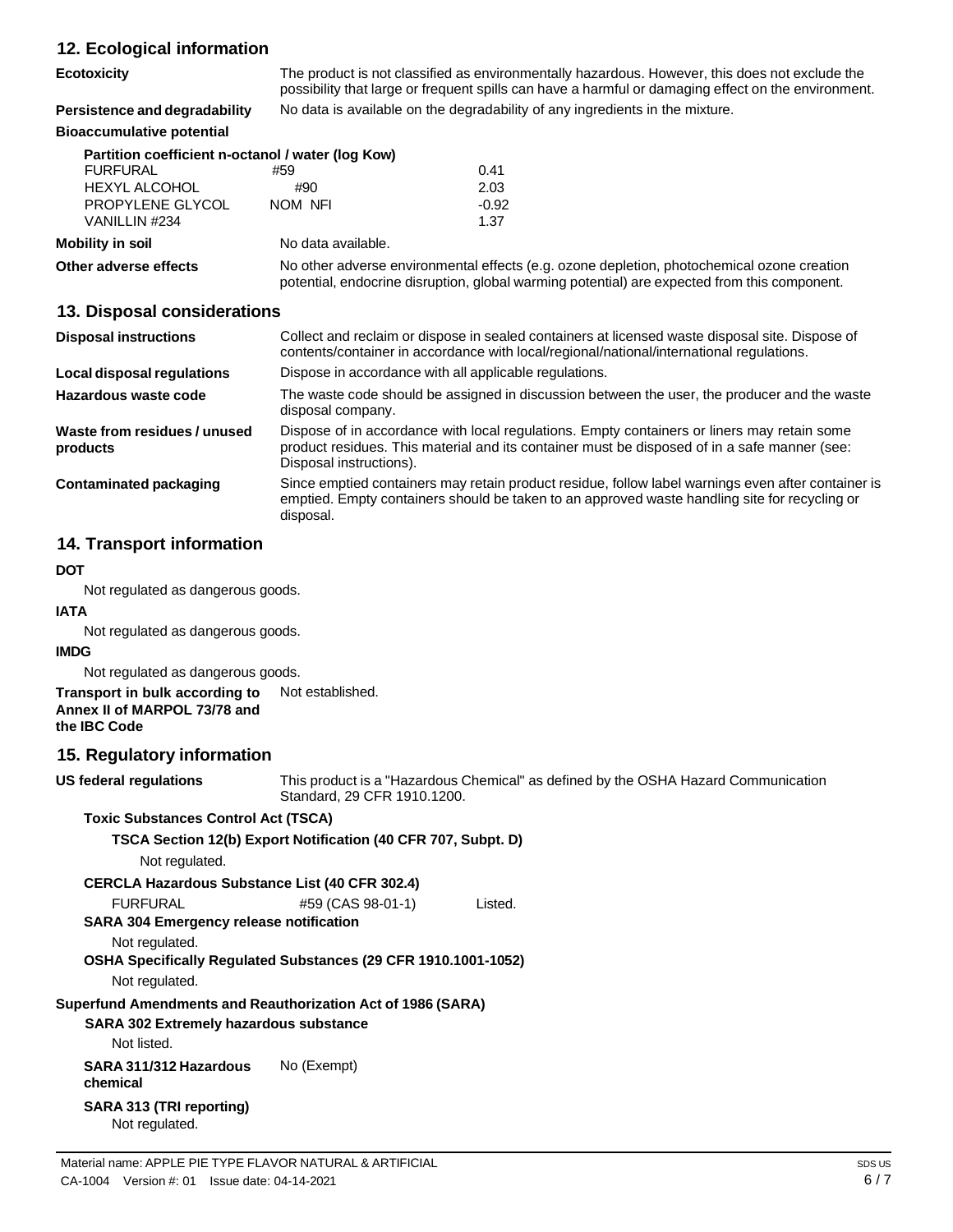## 12. Ecological information

**Ecotoxicity**
The product is not classified as environmentally hazardous. However, this does not exclude the possibility that large or frequent spills can have a harmful or damaging effect on the environment.

**Persistence and degradability**
No data is available on the degradability of any ingredients in the mixture.

**Bioaccumulative potential**

**Partition coefficient n-octanol / water (log Kow)**

| | | |
|---|---|---|
| FURFURAL | #59 | 0.41 |
| HEXYL ALCOHOL | #90 | 2.03 |
| PROPYLENE GLYCOL | NOM NFI | -0.92 |
| VANILLIN #234 | | 1.37 |

**Mobility in soil**
No data available.

**Other adverse effects**
No other adverse environmental effects (e.g. ozone depletion, photochemical ozone creation potential, endocrine disruption, global warming potential) are expected from this component.

## 13. Disposal considerations

**Disposal instructions**
Collect and reclaim or dispose in sealed containers at licensed waste disposal site. Dispose of contents/container in accordance with local/regional/national/international regulations.

**Local disposal regulations**
Dispose in accordance with all applicable regulations.

**Hazardous waste code**
The waste code should be assigned in discussion between the user, the producer and the waste disposal company.

**Waste from residues / unused products**
Dispose of in accordance with local regulations. Empty containers or liners may retain some product residues. This material and its container must be disposed of in a safe manner (see: Disposal instructions).

**Contaminated packaging**
Since emptied containers may retain product residue, follow label warnings even after container is emptied. Empty containers should be taken to an approved waste handling site for recycling or disposal.

## 14. Transport information

**DOT**

Not regulated as dangerous goods.

**IATA**

Not regulated as dangerous goods.

**IMDG**

Not regulated as dangerous goods.

**Transport in bulk according to Annex II of MARPOL 73/78 and the IBC Code**
Not established.

## 15. Regulatory information

**US federal regulations**
This product is a "Hazardous Chemical" as defined by the OSHA Hazard Communication Standard, 29 CFR 1910.1200.

**Toxic Substances Control Act (TSCA)**

**TSCA Section 12(b) Export Notification (40 CFR 707, Subpt. D)**

Not regulated.

**CERCLA Hazardous Substance List (40 CFR 302.4)**

| | | |
|---|---|---|
| FURFURAL | #59 (CAS 98-01-1) | Listed. |

**SARA 304 Emergency release notification**

Not regulated.

**OSHA Specifically Regulated Substances (29 CFR 1910.1001-1052)**

Not regulated.

**Superfund Amendments and Reauthorization Act of 1986 (SARA)**

**SARA 302 Extremely hazardous substance**

Not listed.

**SARA 311/312 Hazardous chemical**
No (Exempt)

**SARA 313 (TRI reporting)**

Not regulated.

Material name: APPLE PIE TYPE FLAVOR NATURAL & ARTIFICIAL
CA-1004 Version #: 01 Issue date: 04-14-2021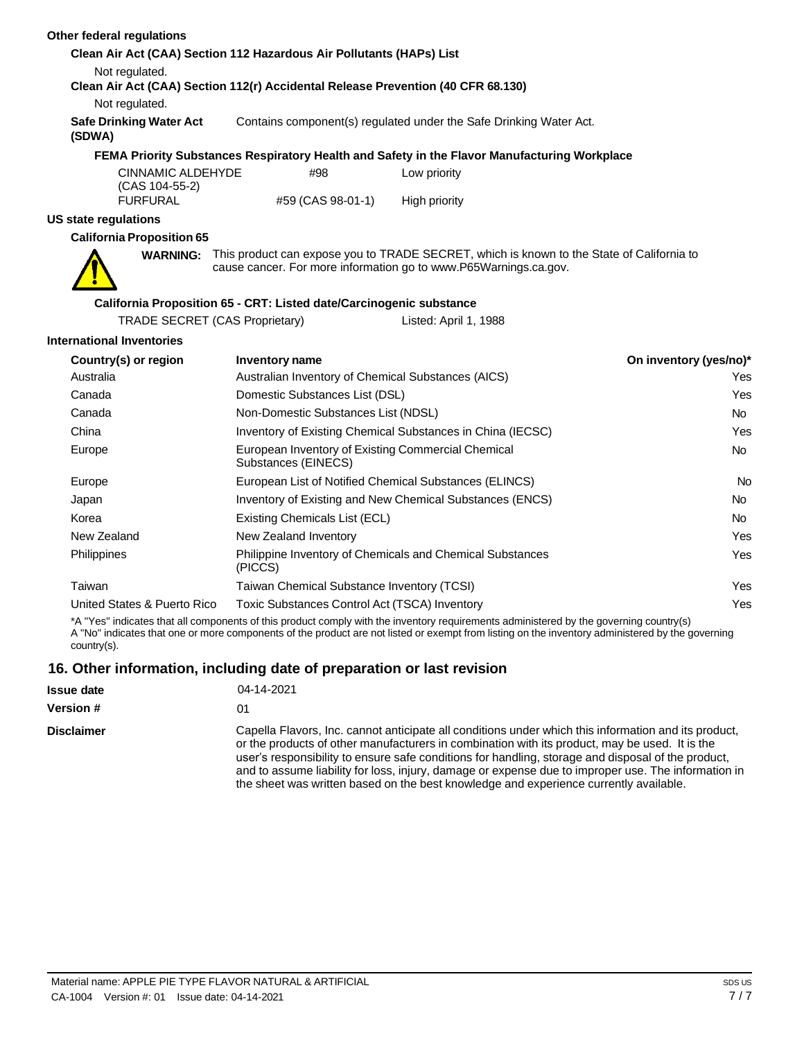**Other federal regulations**

**Clean Air Act (CAA) Section 112 Hazardous Air Pollutants (HAPs) List**

Not regulated.

**Clean Air Act (CAA) Section 112(r) Accidental Release Prevention (40 CFR 68.130)**

Not regulated.

**Safe Drinking Water Act (SDWA)** Contains component(s) regulated under the Safe Drinking Water Act.

**FEMA Priority Substances Respiratory Health and Safety in the Flavor Manufacturing Workplace**

| | | |
|---|---|---|
| CINNAMIC ALDEHYDE (CAS 104-55-2) | #98 | Low priority |
| FURFURAL | #59 (CAS 98-01-1) | High priority |

**US state regulations**

**California Proposition 65**

**WARNING:** This product can expose you to TRADE SECRET, which is known to the State of California to cause cancer. For more information go to www.P65Warnings.ca.gov.

**California Proposition 65 - CRT: Listed date/Carcinogenic substance**

| | |
|---|---|
| TRADE SECRET (CAS Proprietary) | Listed: April 1, 1988 |

**International Inventories**

| Country(s) or region | Inventory name | On inventory (yes/no)* |
|---|---|---|
| Australia | Australian Inventory of Chemical Substances (AICS) | Yes |
| Canada | Domestic Substances List (DSL) | Yes |
| Canada | Non-Domestic Substances List (NDSL) | No |
| China | Inventory of Existing Chemical Substances in China (IECSC) | Yes |
| Europe | European Inventory of Existing Commercial Chemical Substances (EINECS) | No |
| Europe | European List of Notified Chemical Substances (ELINCS) | No |
| Japan | Inventory of Existing and New Chemical Substances (ENCS) | No |
| Korea | Existing Chemicals List (ECL) | No |
| New Zealand | New Zealand Inventory | Yes |
| Philippines | Philippine Inventory of Chemicals and Chemical Substances (PICCS) | Yes |
| Taiwan | Taiwan Chemical Substance Inventory (TCSI) | Yes |
| United States & Puerto Rico | Toxic Substances Control Act (TSCA) Inventory | Yes |

*A "Yes" indicates that all components of this product comply with the inventory requirements administered by the governing country(s)
A "No" indicates that one or more components of the product are not listed or exempt from listing on the inventory administered by the governing country(s).

## 16. Other information, including date of preparation or last revision

**Issue date** 04-14-2021

**Version #** 01

**Disclaimer** Capella Flavors, Inc. cannot anticipate all conditions under which this information and its product, or the products of other manufacturers in combination with its product, may be used. It is the user's responsibility to ensure safe conditions for handling, storage and disposal of the product, and to assume liability for loss, injury, damage or expense due to improper use. The information in the sheet was written based on the best knowledge and experience currently available.